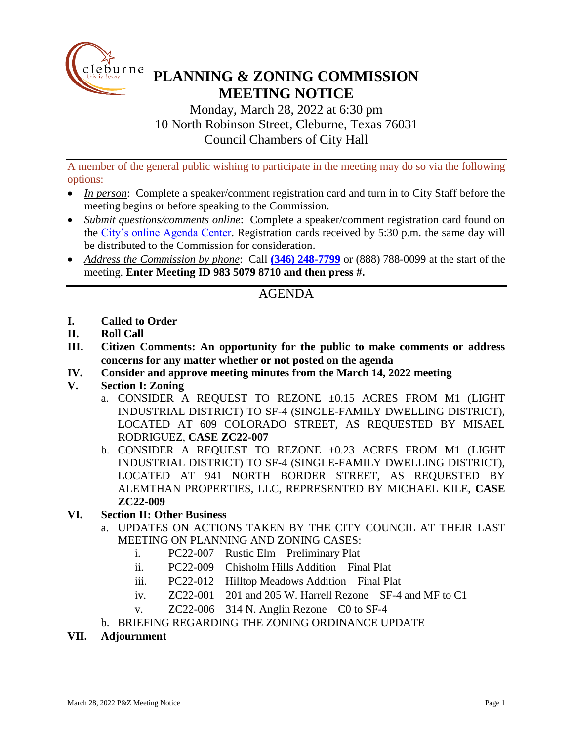# PLANNING & ZONING COMMISSION MEETING NOTICE

Monday, March 28, 2022 at 6:30 pm
10 North Robinson Street, Cleburne, Texas 76031
Council Chambers of City Hall

A member of the general public wishing to participate in the meeting may do so via the following options:

- *In person*: Complete a speaker/comment registration card and turn in to City Staff before the meeting begins or before speaking to the Commission.
- *Submit questions/comments online*: Complete a speaker/comment registration card found on the City's online Agenda Center. Registration cards received by 5:30 p.m. the same day will be distributed to the Commission for consideration.
- *Address the Commission by phone*: Call **(346) 248-7799** or (888) 788-0099 at the start of the meeting. **Enter Meeting ID 983 5079 8710 and then press #.**

## AGENDA

**I. Called to Order**

**II. Roll Call**

**III. Citizen Comments: An opportunity for the public to make comments or address concerns for any matter whether or not posted on the agenda**

**IV. Consider and approve meeting minutes from the March 14, 2022 meeting**

**V. Section I: Zoning**

a. CONSIDER A REQUEST TO REZONE ±0.15 ACRES FROM M1 (LIGHT INDUSTRIAL DISTRICT) TO SF-4 (SINGLE-FAMILY DWELLING DISTRICT), LOCATED AT 609 COLORADO STREET, AS REQUESTED BY MISAEL RODRIGUEZ, **CASE ZC22-007**

b. CONSIDER A REQUEST TO REZONE ±0.23 ACRES FROM M1 (LIGHT INDUSTRIAL DISTRICT) TO SF-4 (SINGLE-FAMILY DWELLING DISTRICT), LOCATED AT 941 NORTH BORDER STREET, AS REQUESTED BY ALEMTHAN PROPERTIES, LLC, REPRESENTED BY MICHAEL KILE, **CASE ZC22-009**

**VI. Section II: Other Business**

a. UPDATES ON ACTIONS TAKEN BY THE CITY COUNCIL AT THEIR LAST MEETING ON PLANNING AND ZONING CASES:
   i. PC22-007 – Rustic Elm – Preliminary Plat
   ii. PC22-009 – Chisholm Hills Addition – Final Plat
   iii. PC22-012 – Hilltop Meadows Addition – Final Plat
   iv. ZC22-001 – 201 and 205 W. Harrell Rezone – SF-4 and MF to C1
   v. ZC22-006 – 314 N. Anglin Rezone – C0 to SF-4

b. BRIEFING REGARDING THE ZONING ORDINANCE UPDATE

**VII. Adjournment**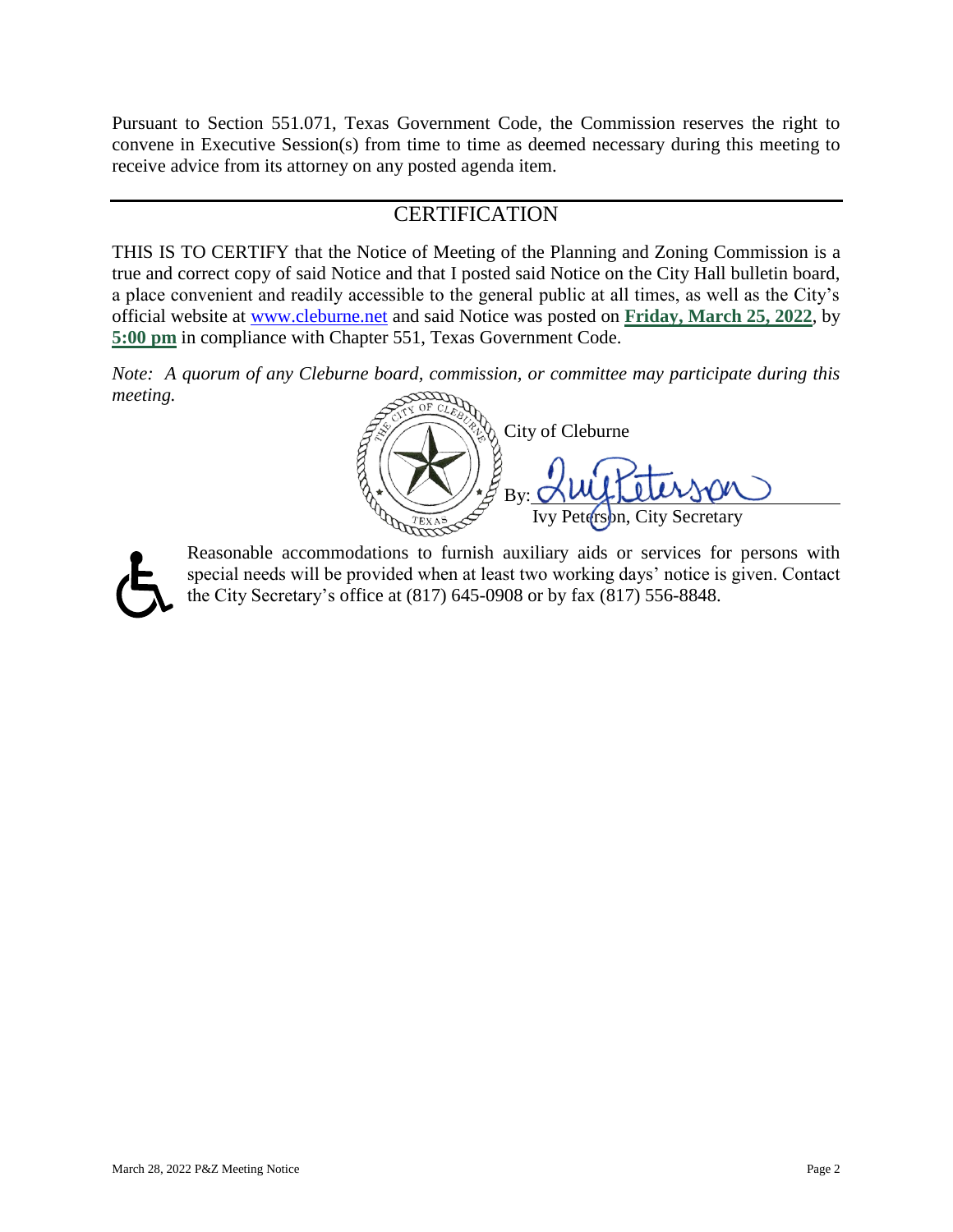Pursuant to Section 551.071, Texas Government Code, the Commission reserves the right to convene in Executive Session(s) from time to time as deemed necessary during this meeting to receive advice from its attorney on any posted agenda item.

---

## CERTIFICATION

THIS IS TO CERTIFY that the Notice of Meeting of the Planning and Zoning Commission is a true and correct copy of said Notice and that I posted said Notice on the City Hall bulletin board, a place convenient and readily accessible to the general public at all times, as well as the City's official website at www.cleburne.net and said Notice was posted on **Friday, March 25, 2022**, by **5:00 pm** in compliance with Chapter 551, Texas Government Code.

*Note: A quorum of any Cleburne board, commission, or committee may participate during this meeting.*

City of Cleburne

By: ______________________
Ivy Peterson, City Secretary

Reasonable accommodations to furnish auxiliary aids or services for persons with special needs will be provided when at least two working days' notice is given. Contact the City Secretary's office at (817) 645-0908 or by fax (817) 556-8848.